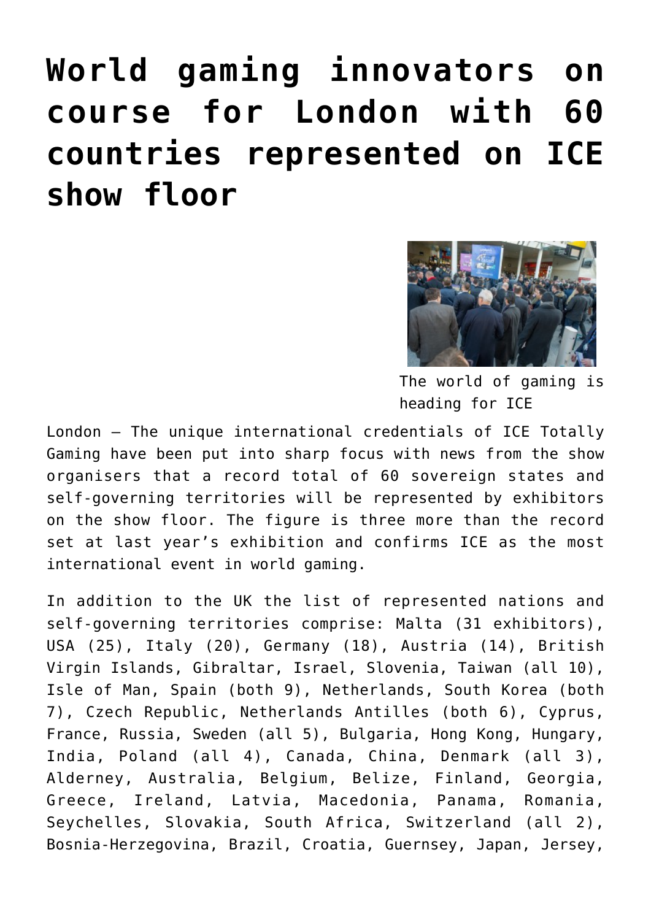# World gaming innovators on course for London with 60 countries represented on ICE show floor

The world of gaming is heading for ICE

London – The unique international credentials of ICE Totally Gaming have been put into sharp focus with news from the show organisers that a record total of 60 sovereign states and self-governing territories will be represented by exhibitors on the show floor. The figure is three more than the record set at last year's exhibition and confirms ICE as the most international event in world gaming.

In addition to the UK the list of represented nations and self-governing territories comprise: Malta (31 exhibitors), USA (25), Italy (20), Germany (18), Austria (14), British Virgin Islands, Gibraltar, Israel, Slovenia, Taiwan (all 10), Isle of Man, Spain (both 9), Netherlands, South Korea (both 7), Czech Republic, Netherlands Antilles (both 6), Cyprus, France, Russia, Sweden (all 5), Bulgaria, Hong Kong, Hungary, India, Poland (all 4), Canada, China, Denmark (all 3), Alderney, Australia, Belgium, Belize, Finland, Georgia, Greece, Ireland, Latvia, Macedonia, Panama, Romania, Seychelles, Slovakia, South Africa, Switzerland (all 2), Bosnia-Herzegovina, Brazil, Croatia, Guernsey, Japan, Jersey,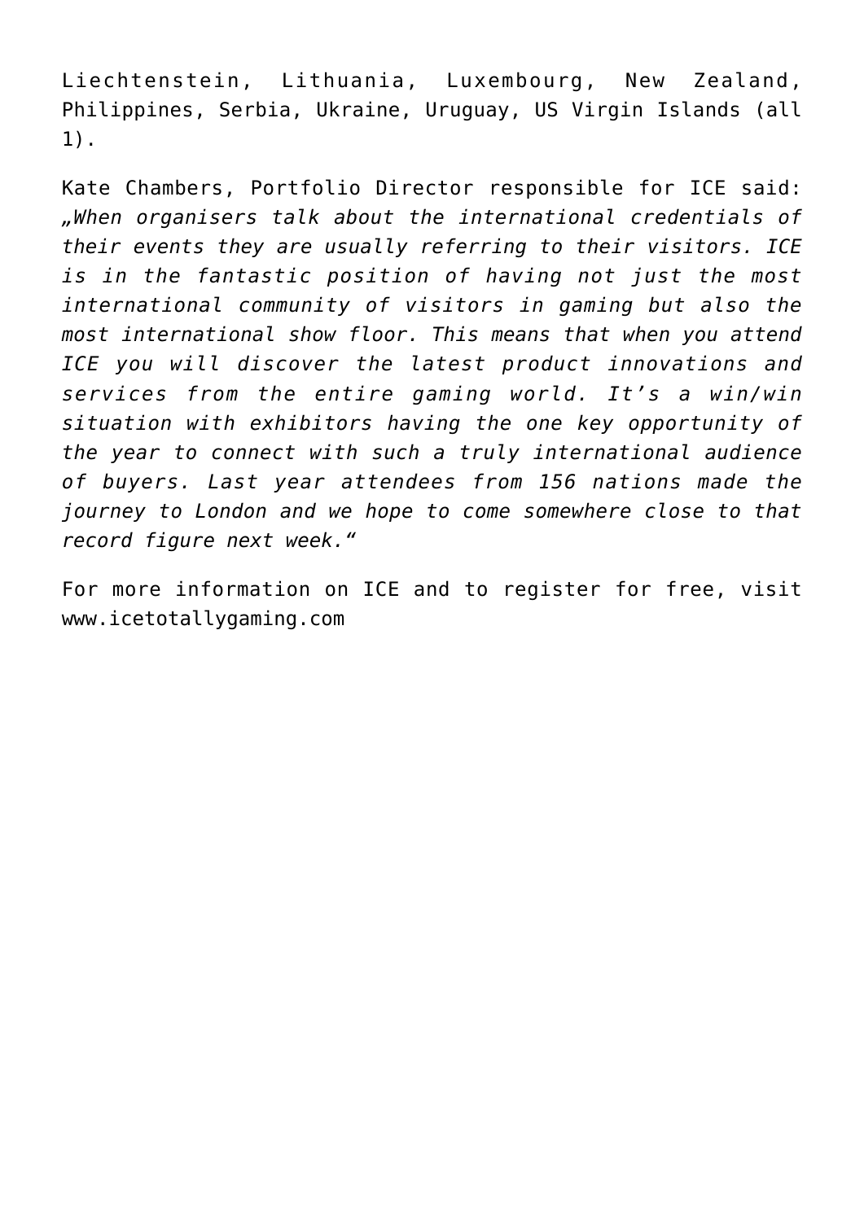Liechtenstein, Lithuania, Luxembourg, New Zealand, Philippines, Serbia, Ukraine, Uruguay, US Virgin Islands (all 1).

Kate Chambers, Portfolio Director responsible for ICE said: *„When organisers talk about the international credentials of their events they are usually referring to their visitors. ICE is in the fantastic position of having not just the most international community of visitors in gaming but also the most international show floor. This means that when you attend ICE you will discover the latest product innovations and services from the entire gaming world. It's a win/win situation with exhibitors having the one key opportunity of the year to connect with such a truly international audience of buyers. Last year attendees from 156 nations made the journey to London and we hope to come somewhere close to that record figure next week."*

For more information on ICE and to register for free, visit www.icetotallygaming.com